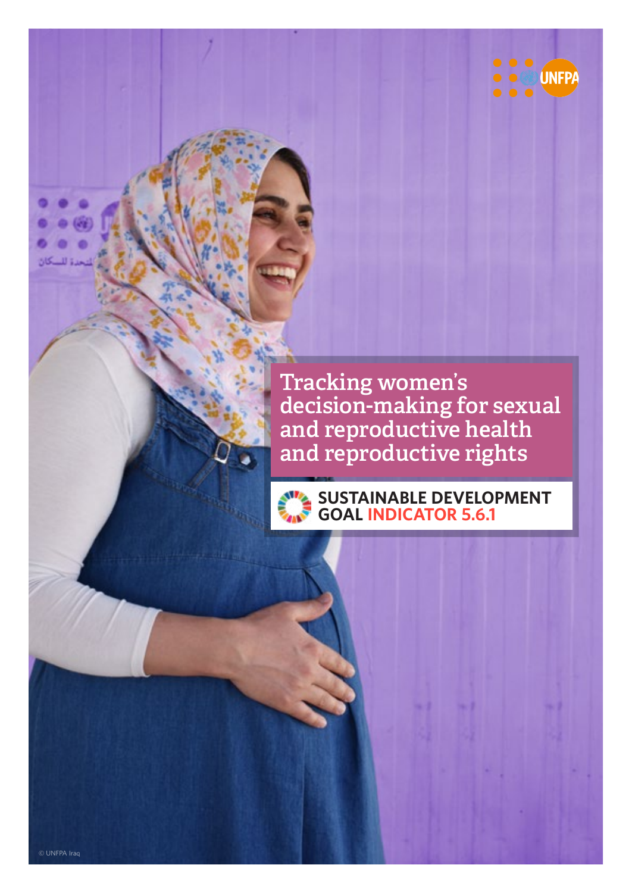UNFPA

# Tracking women's decision-making for sexual and reproductive health and reproductive rights

## SUSTAINABLE DEVELOPMENT GOAL INDICATOR 5.6.1

© UNFPA Iraq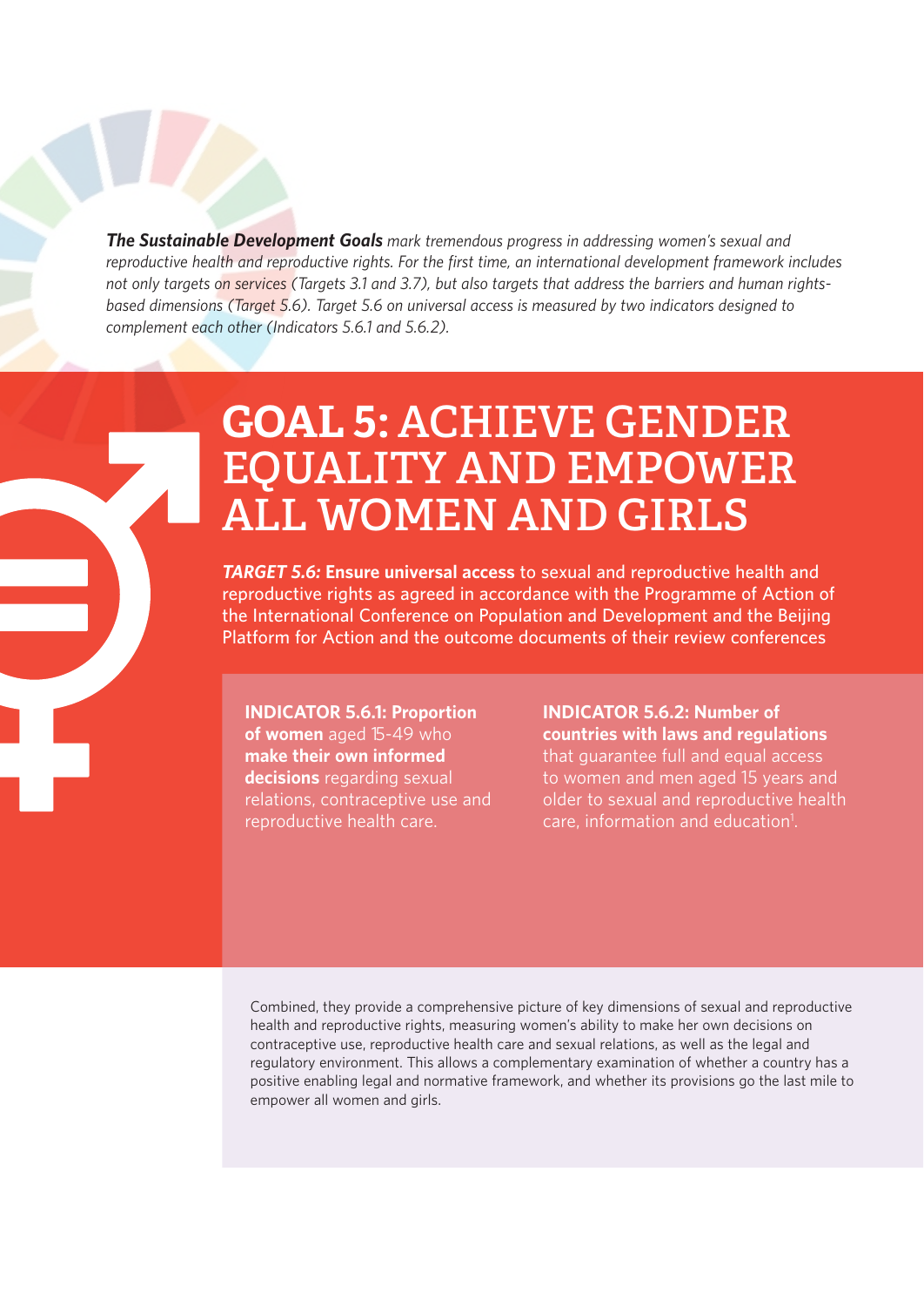***The Sustainable Development Goals*** *mark tremendous progress in addressing women's sexual and reproductive health and reproductive rights. For the first time, an international development framework includes not only targets on services (Targets 3.1 and 3.7), but also targets that address the barriers and human rights-based dimensions (Target 5.6). Target 5.6 on universal access is measured by two indicators designed to complement each other (Indicators 5.6.1 and 5.6.2).*

# GOAL 5: ACHIEVE GENDER EQUALITY AND EMPOWER ALL WOMEN AND GIRLS

***TARGET 5.6:*** **Ensure universal access** to sexual and reproductive health and reproductive rights as agreed in accordance with the Programme of Action of the International Conference on Population and Development and the Beijing Platform for Action and the outcome documents of their review conferences

**INDICATOR 5.6.1: Proportion of women** aged 15-49 who **make their own informed decisions** regarding sexual relations, contraceptive use and reproductive health care.

**INDICATOR 5.6.2: Number of countries with laws and regulations** that guarantee full and equal access to women and men aged 15 years and older to sexual and reproductive health care, information and education[1].

Combined, they provide a comprehensive picture of key dimensions of sexual and reproductive health and reproductive rights, measuring women's ability to make her own decisions on contraceptive use, reproductive health care and sexual relations, as well as the legal and regulatory environment. This allows a complementary examination of whether a country has a positive enabling legal and normative framework, and whether its provisions go the last mile to empower all women and girls.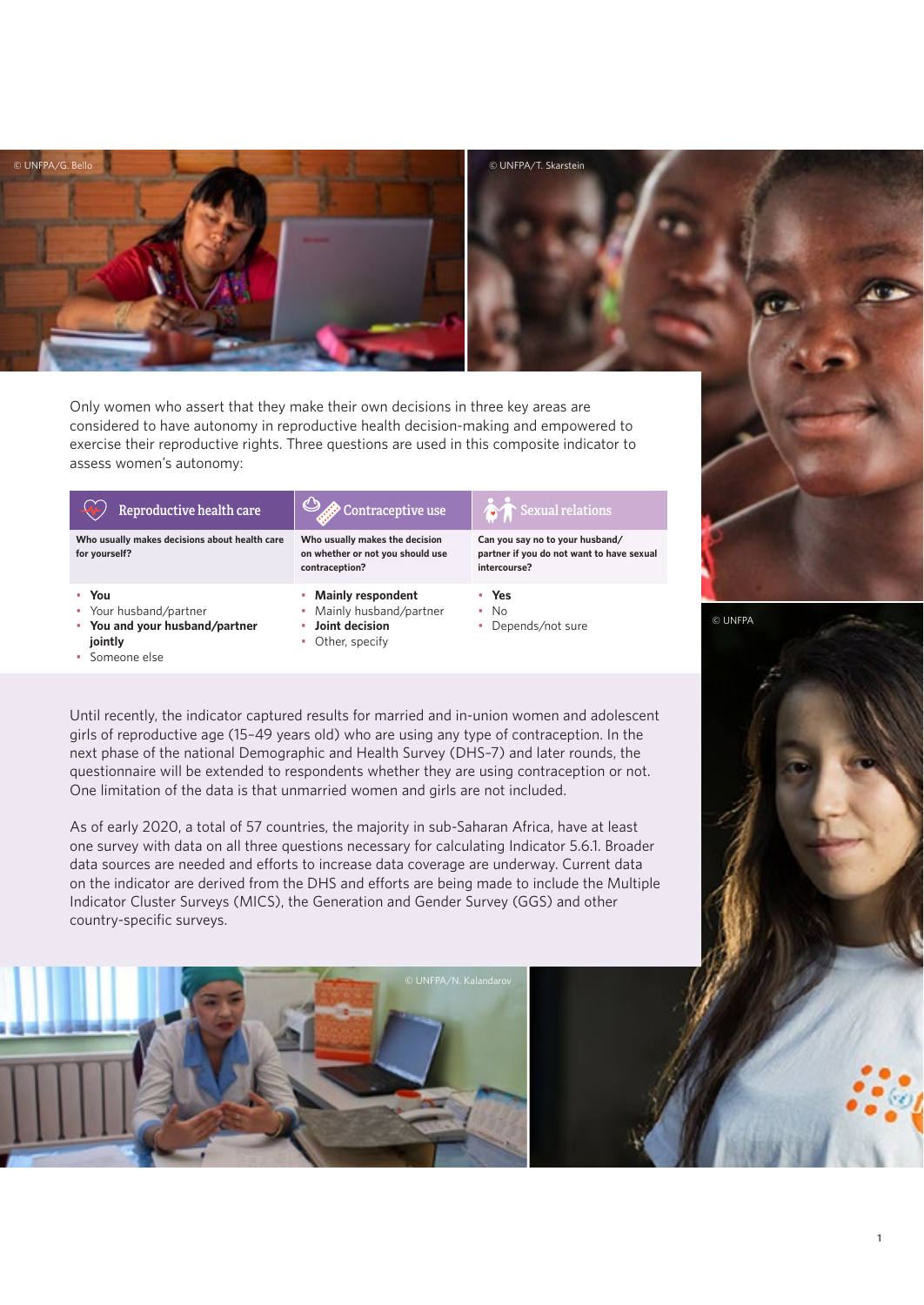Only women who assert that they make their own decisions in three key areas are considered to have autonomy in reproductive health decision-making and empowered to exercise their reproductive rights. Three questions are used in this composite indicator to assess women's autonomy:

| Reproductive health care | Contraceptive use | Sexual relations |
|---|---|---|
| **Who usually makes decisions about health care for yourself?** | **Who usually makes the decision on whether or not you should use contraception?** | **Can you say no to your husband/partner if you do not want to have sexual intercourse?** |
| • **You**<br>• Your husband/partner<br>• **You and your husband/partner jointly**<br>• Someone else | • **Mainly respondent**<br>• Mainly husband/partner<br>• **Joint decision**<br>• Other, specify | • **Yes**<br>• No<br>• Depends/not sure |

Until recently, the indicator captured results for married and in-union women and adolescent girls of reproductive age (15–49 years old) who are using any type of contraception. In the next phase of the national Demographic and Health Survey (DHS-7) and later rounds, the questionnaire will be extended to respondents whether they are using contraception or not. One limitation of the data is that unmarried women and girls are not included.

As of early 2020, a total of 57 countries, the majority in sub-Saharan Africa, have at least one survey with data on all three questions necessary for calculating Indicator 5.6.1. Broader data sources are needed and efforts to increase data coverage are underway. Current data on the indicator are derived from the DHS and efforts are being made to include the Multiple Indicator Cluster Surveys (MICS), the Generation and Gender Survey (GGS) and other country-specific surveys.

© UNFPA/G. Bello

© UNFPA/T. Skarstein

© UNFPA

© UNFPA/N. Kalandarov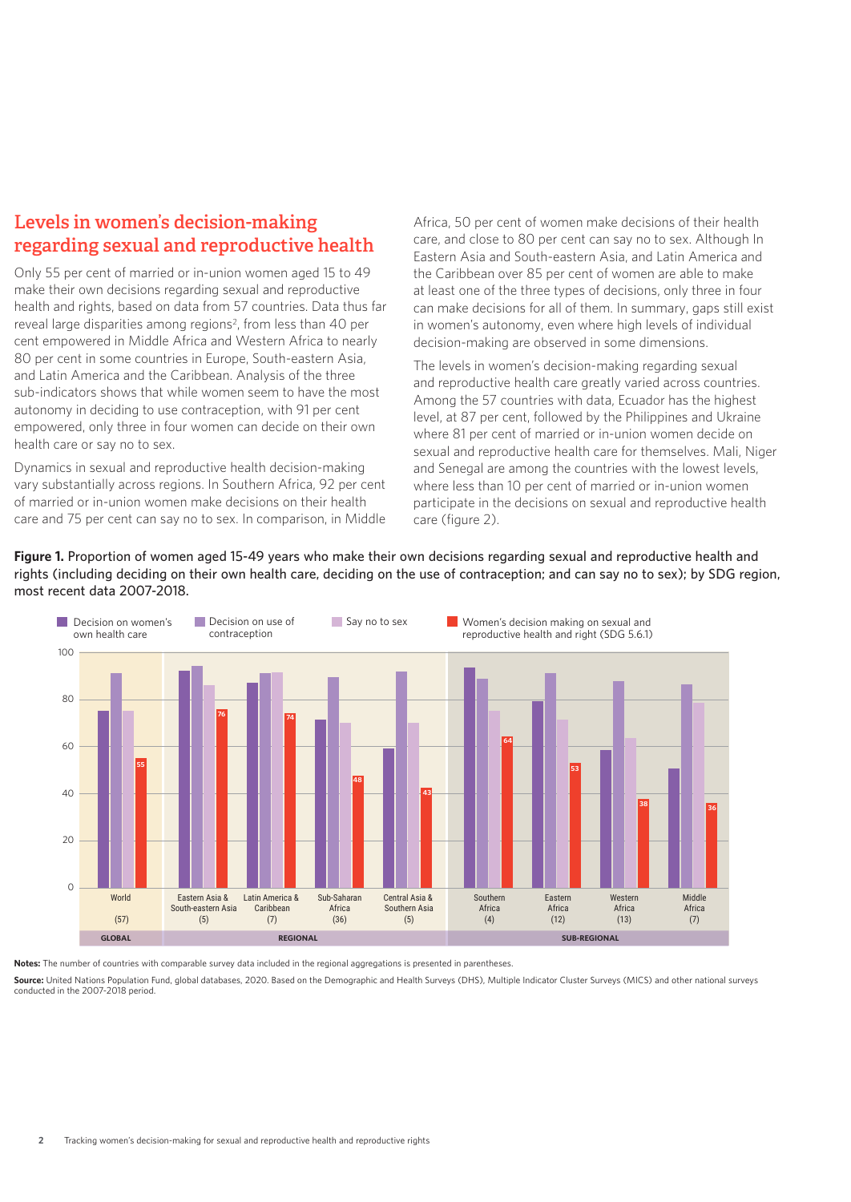## Levels in women's decision-making regarding sexual and reproductive health

Only 55 per cent of married or in-union women aged 15 to 49 make their own decisions regarding sexual and reproductive health and rights, based on data from 57 countries. Data thus far reveal large disparities among regions[2], from less than 40 per cent empowered in Middle Africa and Western Africa to nearly 80 per cent in some countries in Europe, South-eastern Asia, and Latin America and the Caribbean. Analysis of the three sub-indicators shows that while women seem to have the most autonomy in deciding to use contraception, with 91 per cent empowered, only three in four women can decide on their own health care or say no to sex.

Dynamics in sexual and reproductive health decision-making vary substantially across regions. In Southern Africa, 92 per cent of married or in-union women make decisions on their health care and 75 per cent can say no to sex. In comparison, in Middle Africa, 50 per cent of women make decisions of their health care, and close to 80 per cent can say no to sex. Although In Eastern Asia and South-eastern Asia, and Latin America and the Caribbean over 85 per cent of women are able to make at least one of the three types of decisions, only three in four can make decisions for all of them. In summary, gaps still exist in women's autonomy, even where high levels of individual decision-making are observed in some dimensions.

The levels in women's decision-making regarding sexual and reproductive health care greatly varied across countries. Among the 57 countries with data, Ecuador has the highest level, at 87 per cent, followed by the Philippines and Ukraine where 81 per cent of married or in-union women decide on sexual and reproductive health care for themselves. Mali, Niger and Senegal are among the countries with the lowest levels, where less than 10 per cent of married or in-union women participate in the decisions on sexual and reproductive health care (figure 2).

**Figure 1.** Proportion of women aged 15-49 years who make their own decisions regarding sexual and reproductive health and rights (including deciding on their own health care, deciding on the use of contraception; and can say no to sex); by SDG region, most recent data 2007-2018.

| Level | Region (number of countries) | Women's decision making on sexual and reproductive health and right (SDG 5.6.1) |
|---|---|---|
| GLOBAL | World (57) | 55 |
| REGIONAL | Eastern Asia & South-eastern Asia (5) | 76 |
| REGIONAL | Latin America & Caribbean (7) | 74 |
| REGIONAL | Sub-Saharan Africa (36) | 48 |
| REGIONAL | Central Asia & Southern Asia (5) | 43 |
| SUB-REGIONAL | Southern Africa (4) | 64 |
| SUB-REGIONAL | Eastern Africa (12) | 53 |
| SUB-REGIONAL | Western Africa (13) | 38 |
| SUB-REGIONAL | Middle Africa (7) | 36 |

**Notes:** The number of countries with comparable survey data included in the regional aggregations is presented in parentheses.

**Source:** United Nations Population Fund, global databases, 2020. Based on the Demographic and Health Surveys (DHS), Multiple Indicator Cluster Surveys (MICS) and other national surveys conducted in the 2007-2018 period.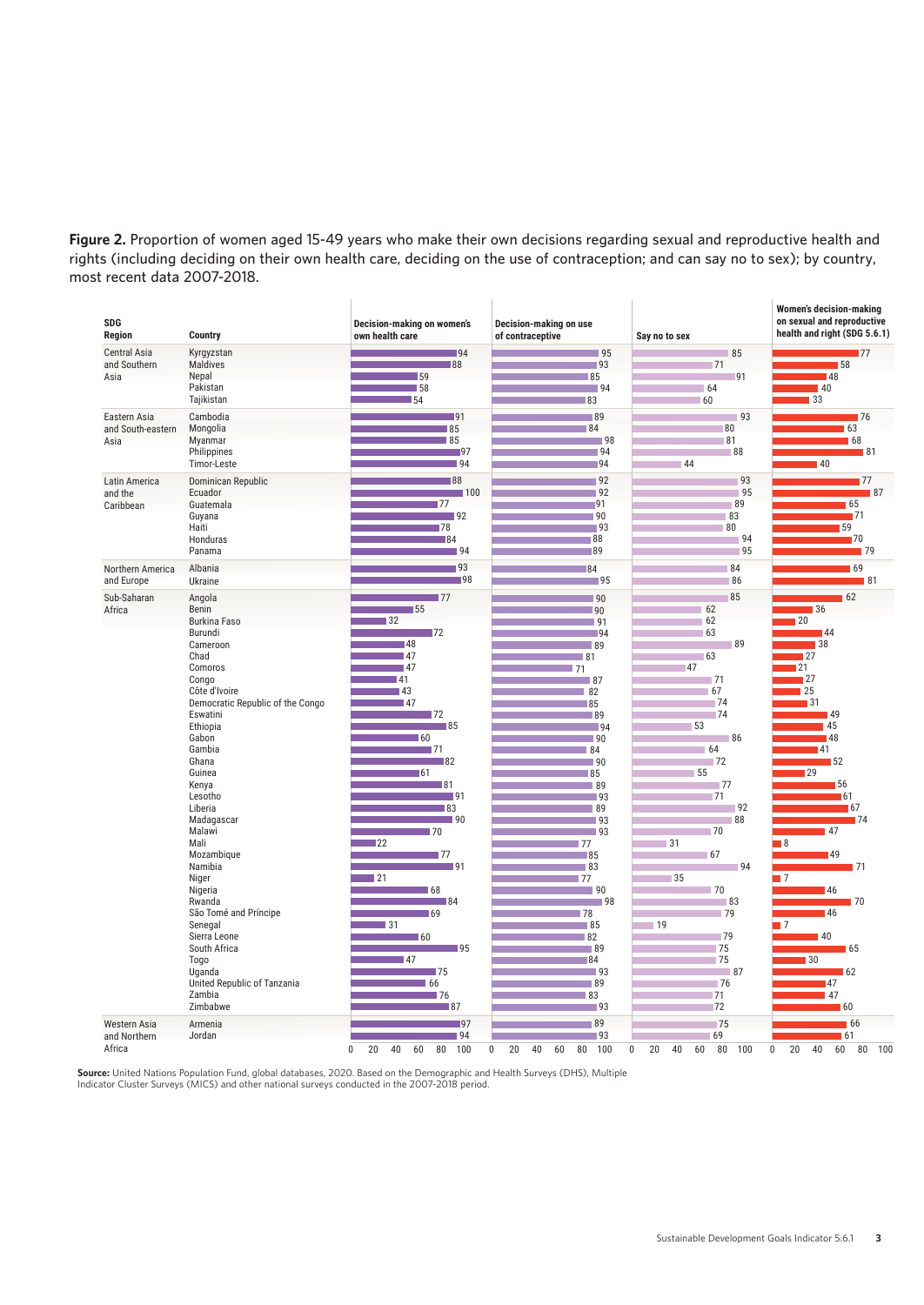**Figure 2.** Proportion of women aged 15-49 years who make their own decisions regarding sexual and reproductive health and rights (including deciding on their own health care, deciding on the use of contraception; and can say no to sex); by country, most recent data 2007-2018.

| SDG Region | Country | Decision-making on women's own health care | Decision-making on use of contraceptive | Say no to sex | Women's decision-making on sexual and reproductive health and right (SDG 5.6.1) |
|---|---|---|---|---|---|
| Central Asia and Southern Asia | Kyrgyzstan | 94 | 95 | 85 | 77 |
| | Maldives | 88 | 93 | 71 | 58 |
| | Nepal | 59 | 85 | 91 | 48 |
| | Pakistan | 58 | 94 | 64 | 40 |
| | Tajikistan | 54 | 83 | 60 | 33 |
| Eastern Asia and South-eastern Asia | Cambodia | 91 | 89 | 93 | 76 |
| | Mongolia | 85 | 84 | 80 | 63 |
| | Myanmar | 85 | 98 | 81 | 68 |
| | Philippines | 97 | 94 | 88 | 81 |
| | Timor-Leste | 94 | 94 | 44 | 40 |
| Latin America and the Caribbean | Dominican Republic | 88 | 92 | 93 | 77 |
| | Ecuador | 100 | 92 | 95 | 87 |
| | Guatemala | 77 | 91 | 89 | 65 |
| | Guyana | 92 | 90 | 83 | 71 |
| | Haiti | 78 | 93 | 80 | 59 |
| | Honduras | 84 | 88 | 94 | 70 |
| | Panama | 94 | 89 | 95 | 79 |
| Northern America and Europe | Albania | 93 | 84 | 84 | 69 |
| | Ukraine | 98 | 95 | 86 | 81 |
| Sub-Saharan Africa | Angola | 77 | 90 | 85 | 62 |
| | Benin | 55 | 90 | 62 | 36 |
| | Burkina Faso | 32 | 91 | 62 | 20 |
| | Burundi | 72 | 94 | 63 | 44 |
| | Cameroon | 48 | 89 | 89 | 38 |
| | Chad | 47 | 81 | 63 | 27 |
| | Comoros | 47 | 71 | 47 | 21 |
| | Congo | 41 | 87 | 71 | 27 |
| | Côte d'Ivoire | 43 | 82 | 67 | 25 |
| | Democratic Republic of the Congo | 47 | 85 | 74 | 31 |
| | Eswatini | 72 | 89 | 74 | 49 |
| | Ethiopia | 85 | 94 | 53 | 45 |
| | Gabon | 60 | 90 | 86 | 48 |
| | Gambia | 71 | 84 | 64 | 41 |
| | Ghana | 82 | 90 | 72 | 52 |
| | Guinea | 61 | 85 | 55 | 29 |
| | Kenya | 81 | 89 | 77 | 56 |
| | Lesotho | 91 | 93 | 71 | 61 |
| | Liberia | 83 | 89 | 92 | 67 |
| | Madagascar | 90 | 93 | 88 | 74 |
| | Malawi | 70 | 93 | 70 | 47 |
| | Mali | 22 | 77 | 31 | 8 |
| | Mozambique | 77 | 85 | 67 | 49 |
| | Namibia | 91 | 83 | 94 | 71 |
| | Niger | 21 | 77 | 35 | 7 |
| | Nigeria | 68 | 90 | 70 | 46 |
| | Rwanda | 84 | 98 | 83 | 70 |
| | São Tomé and Príncipe | 69 | 78 | 79 | 46 |
| | Senegal | 31 | 85 | 19 | 7 |
| | Sierra Leone | 60 | 82 | 79 | 40 |
| | South Africa | 95 | 89 | 75 | 65 |
| | Togo | 47 | 84 | 75 | 30 |
| | Uganda | 75 | 93 | 87 | 62 |
| | United Republic of Tanzania | 66 | 89 | 76 | 47 |
| | Zambia | 76 | 83 | 71 | 47 |
| | Zimbabwe | 87 | 93 | 72 | 60 |
| Western Asia and Northern Africa | Armenia | 97 | 89 | 75 | 66 |
| | Jordan | 94 | 93 | 69 | 61 |

**Source:** United Nations Population Fund, global databases, 2020. Based on the Demographic and Health Surveys (DHS), Multiple Indicator Cluster Surveys (MICS) and other national surveys conducted in the 2007-2018 period.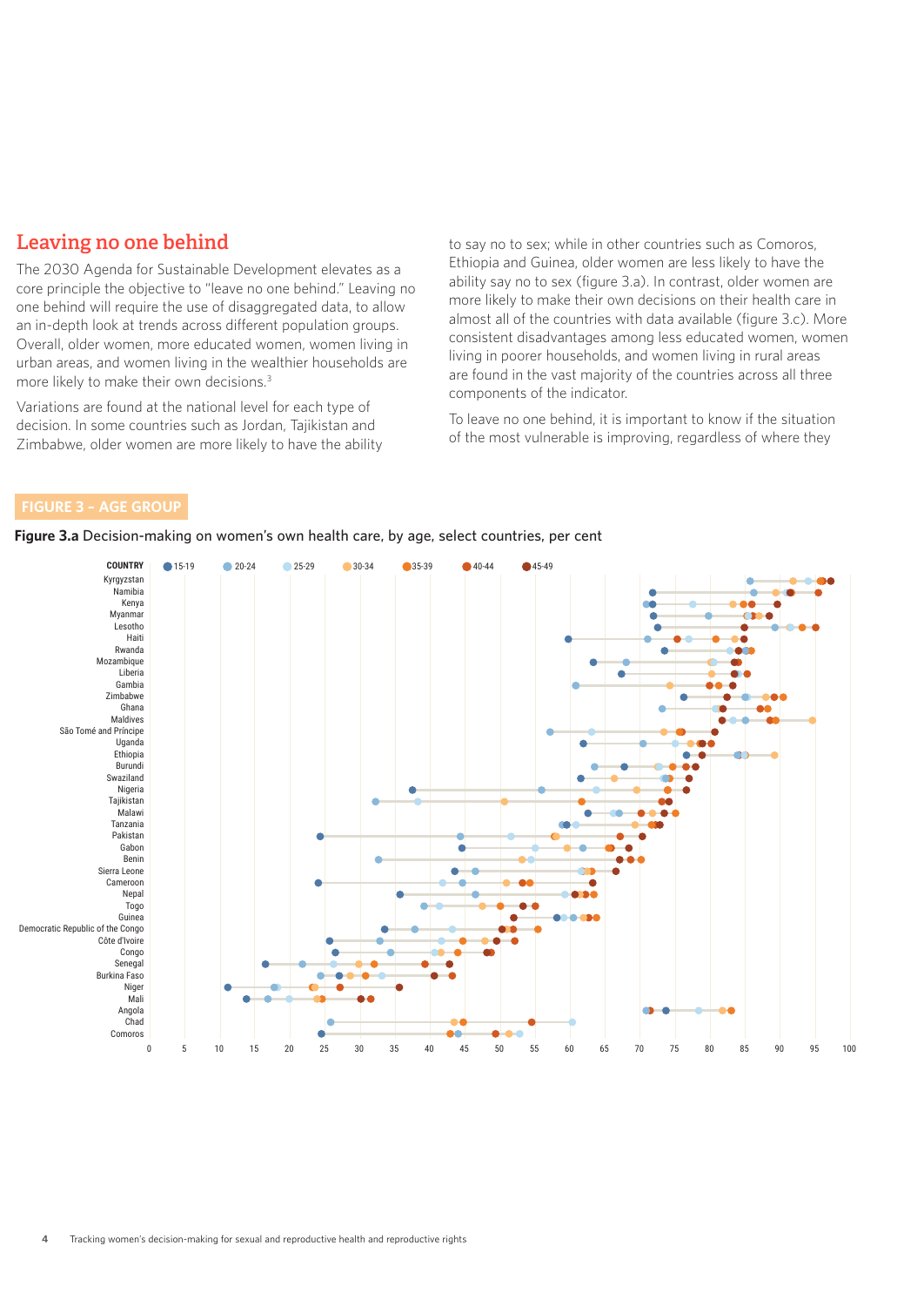## Leaving no one behind

The 2030 Agenda for Sustainable Development elevates as a core principle the objective to "leave no one behind." Leaving no one behind will require the use of disaggregated data, to allow an in-depth look at trends across different population groups. Overall, older women, more educated women, women living in urban areas, and women living in the wealthier households are more likely to make their own decisions.[3]

Variations are found at the national level for each type of decision. In some countries such as Jordan, Tajikistan and Zimbabwe, older women are more likely to have the ability to say no to sex; while in other countries such as Comoros, Ethiopia and Guinea, older women are less likely to have the ability say no to sex (figure 3.a). In contrast, older women are more likely to make their own decisions on their health care in almost all of the countries with data available (figure 3.c). More consistent disadvantages among less educated women, women living in poorer households, and women living in rural areas are found in the vast majority of the countries across all three components of the indicator.

To leave no one behind, it is important to know if the situation of the most vulnerable is improving, regardless of where they

**FIGURE 3 – AGE GROUP**

**Figure 3.a** Decision-making on women's own health care, by age, select countries, per cent

COUNTRY: 15-19, 20-24, 25-29, 30-34, 35-39, 40-44, 45-49

Kyrgyzstan, Namibia, Kenya, Myanmar, Lesotho, Haiti, Rwanda, Mozambique, Liberia, Gambia, Zimbabwe, Ghana, Maldives, São Tomé and Príncipe, Uganda, Ethiopia, Burundi, Swaziland, Nigeria, Tajikistan, Malawi, Tanzania, Pakistan, Gabon, Benin, Sierra Leone, Cameroon, Nepal, Togo, Guinea, Democratic Republic of the Congo, Côte d'Ivoire, Congo, Senegal, Burkina Faso, Niger, Mali, Angola, Chad, Comoros

0 5 10 15 20 25 30 35 40 45 50 55 60 65 70 75 80 85 90 95 100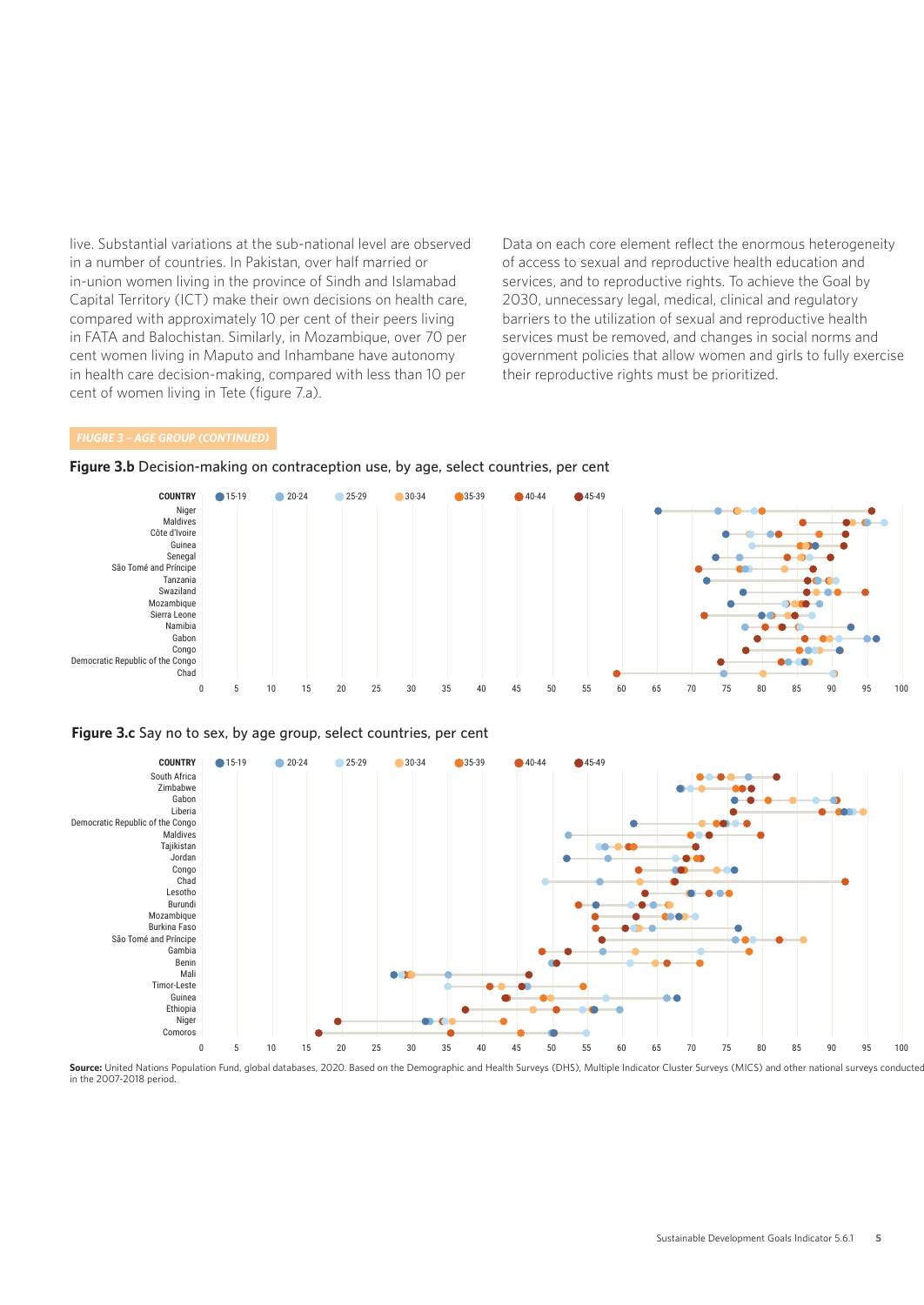live. Substantial variations at the sub-national level are observed in a number of countries. In Pakistan, over half married or in-union women living in the province of Sindh and Islamabad Capital Territory (ICT) make their own decisions on health care, compared with approximately 10 per cent of their peers living in FATA and Balochistan. Similarly, in Mozambique, over 70 per cent women living in Maputo and Inhambane have autonomy in health care decision-making, compared with less than 10 per cent of women living in Tete (figure 7.a).

Data on each core element reflect the enormous heterogeneity of access to sexual and reproductive health education and services, and to reproductive rights. To achieve the Goal by 2030, unnecessary legal, medical, clinical and regulatory barriers to the utilization of sexual and reproductive health services must be removed, and changes in social norms and government policies that allow women and girls to fully exercise their reproductive rights must be prioritized.

*FIUGRE 3 - AGE GROUP (CONTINUED)*

**Figure 3.b** Decision-making on contraception use, by age, select countries, per cent

COUNTRY: Niger, Maldives, Côte d'Ivoire, Guinea, Senegal, São Tomé and Príncipe, Tanzania, Swaziland, Mozambique, Sierra Leone, Namibia, Gabon, Congo, Democratic Republic of the Congo, Chad

Legend: 15-19, 20-24, 25-29, 30-34, 35-39, 40-44, 45-49

**Figure 3.c** Say no to sex, by age group, select countries, per cent

COUNTRY: South Africa, Zimbabwe, Gabon, Liberia, Democratic Republic of the Congo, Maldives, Tajikistan, Jordan, Congo, Chad, Lesotho, Burundi, Mozambique, Burkina Faso, São Tomé and Príncipe, Gambia, Benin, Mali, Timor-Leste, Guinea, Ethiopia, Niger, Comoros

Legend: 15-19, 20-24, 25-29, 30-34, 35-39, 40-44, 45-49

**Source:** United Nations Population Fund, global databases, 2020. Based on the Demographic and Health Surveys (DHS), Multiple Indicator Cluster Surveys (MICS) and other national surveys conducted in the 2007-2018 period.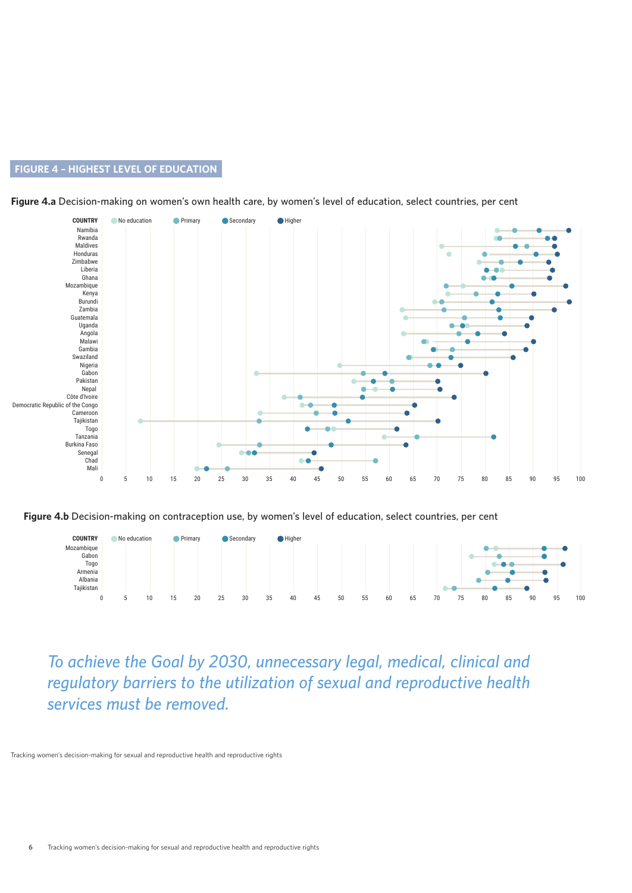## FIGURE 4 – HIGHEST LEVEL OF EDUCATION

**Figure 4.a** Decision-making on women's own health care, by women's level of education, select countries, per cent

COUNTRY — No education, Primary, Secondary, Higher

Namibia
Rwanda
Maldives
Honduras
Zimbabwe
Liberia
Ghana
Mozambique
Kenya
Burundi
Zambia
Guatemala
Uganda
Angola
Malawi
Gambia
Swaziland
Nigeria
Gabon
Pakistan
Nepal
Côte d'Ivoire
Democratic Republic of the Congo
Cameroon
Tajikistan
Togo
Tanzania
Burkina Faso
Senegal
Chad
Mali

0 5 10 15 20 25 30 35 40 45 50 55 60 65 70 75 80 85 90 95 100

**Figure 4.b** Decision-making on contraception use, by women's level of education, select countries, per cent

COUNTRY — No education, Primary, Secondary, Higher

Mozambique
Gabon
Togo
Armenia
Albania
Tajikistan

0 5 10 15 20 25 30 35 40 45 50 55 60 65 70 75 80 85 90 95 100

*To achieve the Goal by 2030, unnecessary legal, medical, clinical and regulatory barriers to the utilization of sexual and reproductive health services must be removed.*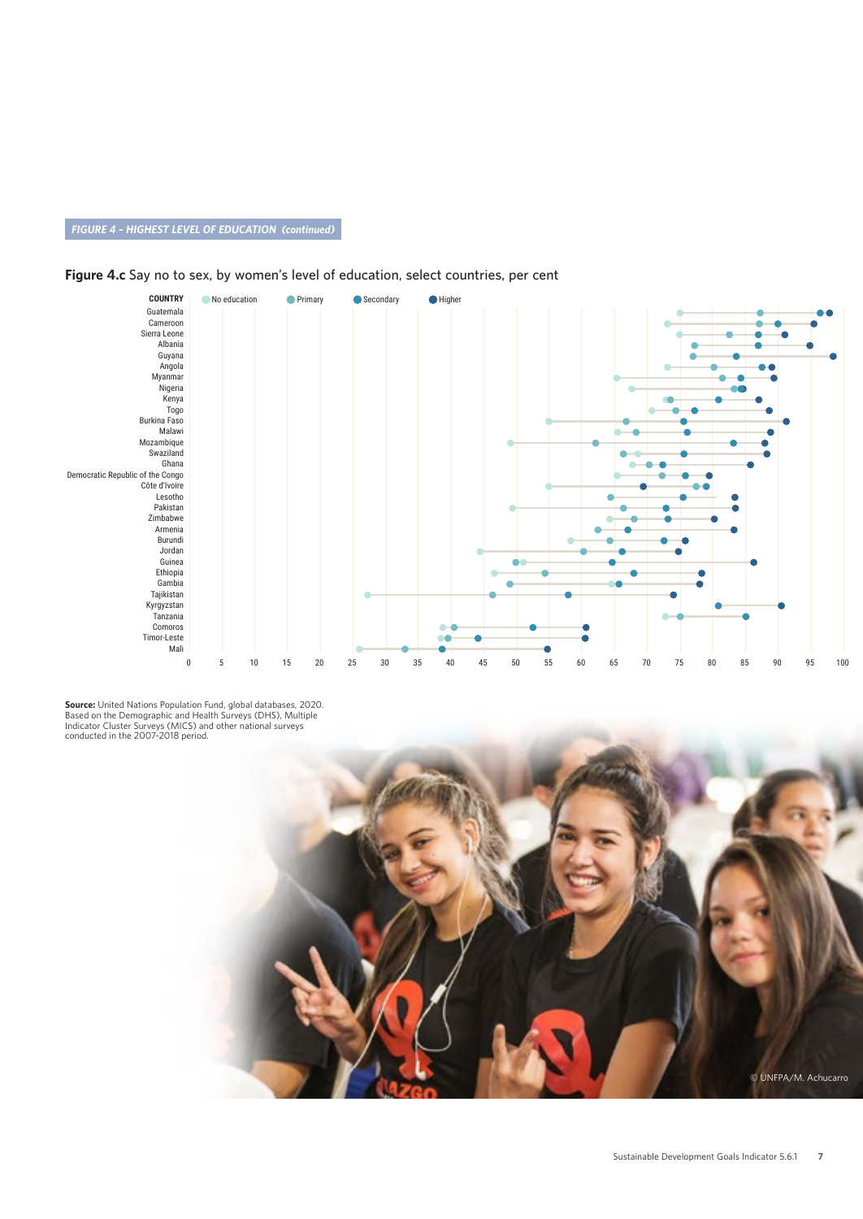*FIGURE 4 - HIGHEST LEVEL OF EDUCATION (continued)*

**Figure 4.c** Say no to sex, by women's level of education, select countries, per cent

**Source:** United Nations Population Fund, global databases, 2020. Based on the Demographic and Health Surveys (DHS), Multiple Indicator Cluster Surveys (MICS) and other national surveys conducted in the 2007-2018 period.

© UNFPA/M. Achucarro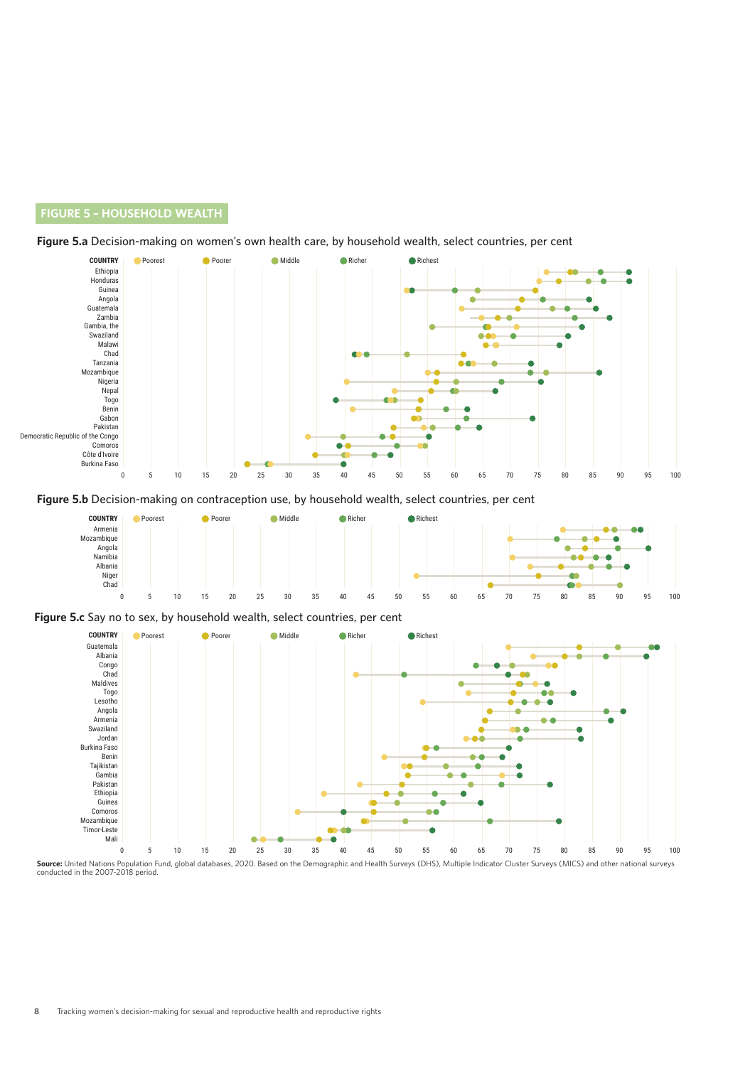## FIGURE 5 – HOUSEHOLD WEALTH

**Figure 5.a** Decision-making on women's own health care, by household wealth, select countries, per cent

COUNTRY — Poorest, Poorer, Middle, Richer, Richest

Ethiopia, Honduras, Guinea, Angola, Guatemala, Zambia, Gambia, the, Swaziland, Malawi, Chad, Tanzania, Mozambique, Nigeria, Nepal, Togo, Benin, Gabon, Pakistan, Democratic Republic of the Congo, Comoros, Côte d'Ivoire, Burkina Faso

0 5 10 15 20 25 30 35 40 45 50 55 60 65 70 75 80 85 90 95 100

**Figure 5.b** Decision-making on contraception use, by household wealth, select countries, per cent

COUNTRY — Poorest, Poorer, Middle, Richer, Richest

Armenia, Mozambique, Angola, Namibia, Albania, Niger, Chad

0 5 10 15 20 25 30 35 40 45 50 55 60 65 70 75 80 85 90 95 100

**Figure 5.c** Say no to sex, by household wealth, select countries, per cent

COUNTRY — Poorest, Poorer, Middle, Richer, Richest

Guatemala, Albania, Congo, Chad, Maldives, Togo, Lesotho, Angola, Armenia, Swaziland, Jordan, Burkina Faso, Benin, Tajikistan, Gambia, Pakistan, Ethiopia, Guinea, Comoros, Mozambique, Timor-Leste, Mali

0 5 10 15 20 25 30 35 40 45 50 55 60 65 70 75 80 85 90 95 100

**Source:** United Nations Population Fund, global databases, 2020. Based on the Demographic and Health Surveys (DHS), Multiple Indicator Cluster Surveys (MICS) and other national surveys conducted in the 2007-2018 period.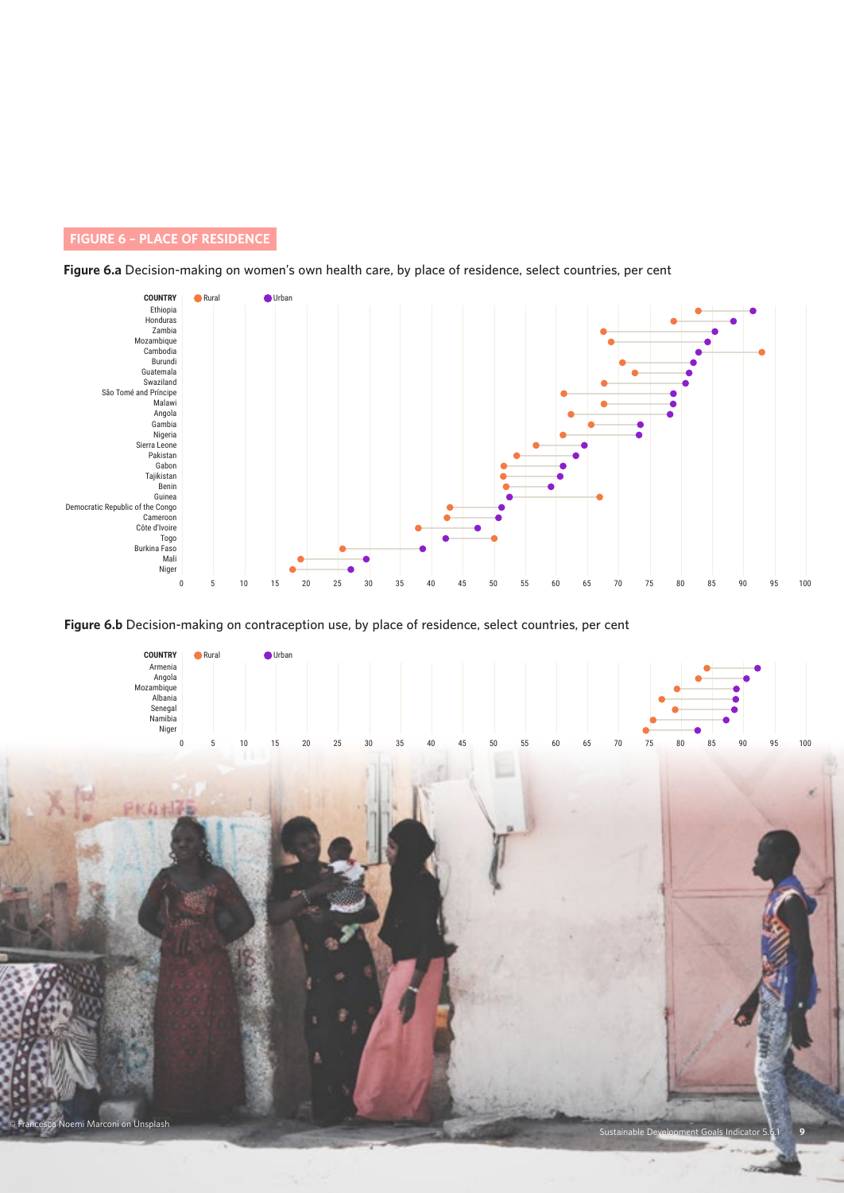FIGURE 6 – PLACE OF RESIDENCE

**Figure 6.a** Decision-making on women's own health care, by place of residence, select countries, per cent

| COUNTRY | Rural | Urban |
|---|---|---|
| Ethiopia | 83 | 92 |
| Honduras | 79 | 89 |
| Zambia | 68 | 86 |
| Mozambique | 69 | 84 |
| Cambodia | 93 | 83 |
| Burundi | 71 | 82 |
| Guatemala | 73 | 81 |
| Swaziland | 68 | 81 |
| São Tomé and Príncipe | 61 | 79 |
| Malawi | 68 | 79 |
| Angola | 62 | 78 |
| Gambia | 66 | 74 |
| Nigeria | 61 | 73 |
| Sierra Leone | 57 | 65 |
| Pakistan | 54 | 63 |
| Gabon | 52 | 61 |
| Tajikistan | 51 | 61 |
| Benin | 52 | 59 |
| Guinea | 67 | 53 |
| Democratic Republic of the Congo | 43 | 51 |
| Cameroon | 42 | 51 |
| Côte d'Ivoire | 38 | 47 |
| Togo | 50 | 42 |
| Burkina Faso | 26 | 39 |
| Mali | 19 | 30 |
| Niger | 18 | 27 |

**Figure 6.b** Decision-making on contraception use, by place of residence, select countries, per cent

| COUNTRY | Rural | Urban |
|---|---|---|
| Armenia | 84 | 92 |
| Angola | 83 | 91 |
| Mozambique | 80 | 89 |
| Albania | 77 | 89 |
| Senegal | 79 | 89 |
| Namibia | 76 | 87 |
| Niger | 74 | 83 |

© Francesca Noemi Marconi on Unsplash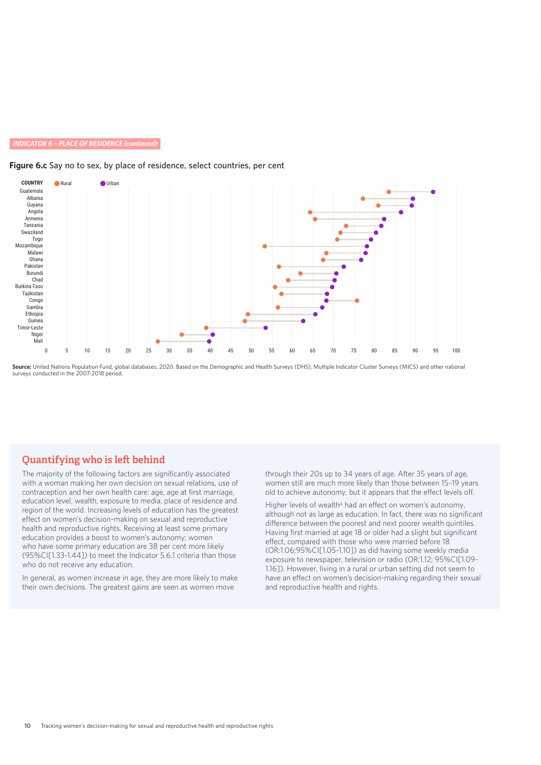*INDICATOR 6 – PLACE OF RESIDENCE (continued)*

**Figure 6.c** Say no to sex, by place of residence, select countries, per cent

**Source:** United Nations Population Fund, global databases, 2020. Based on the Demographic and Health Surveys (DHS), Multiple Indicator Cluster Surveys (MICS) and other national surveys conducted in the 2007-2018 period.

## Quantifying who is left behind

The majority of the following factors are significantly associated with a woman making her own decision on sexual relations, use of contraception and her own health care: age, age at first marriage, education level, wealth, exposure to media, place of residence and region of the world. Increasing levels of education has the greatest effect on women's decision-making on sexual and reproductive health and reproductive rights. Receiving at least some primary education provides a boost to women's autonomy; women who have some primary education are 38 per cent more likely (95%CI[1.33-1.44]) to meet the Indicator 5.6.1 criteria than those who do not receive any education.

In general, as women increase in age, they are more likely to make their own decisions. The greatest gains are seen as women move through their 20s up to 34 years of age. After 35 years of age, women still are much more likely than those between 15–19 years old to achieve autonomy, but it appears that the effect levels off.

Higher levels of wealth[4] had an effect on women's autonomy, although not as large as education. In fact, there was no significant difference between the poorest and next poorer wealth quintiles. Having first married at age 18 or older had a slight but significant effect, compared with those who were married before 18 (OR:1.06;95%CI[1.05-1.10]) as did having some weekly media exposure to newspaper, television or radio (OR:1.12; 95%CI[1.09-1.16]). However, living in a rural or urban setting did not seem to have an effect on women's decision-making regarding their sexual and reproductive health and rights.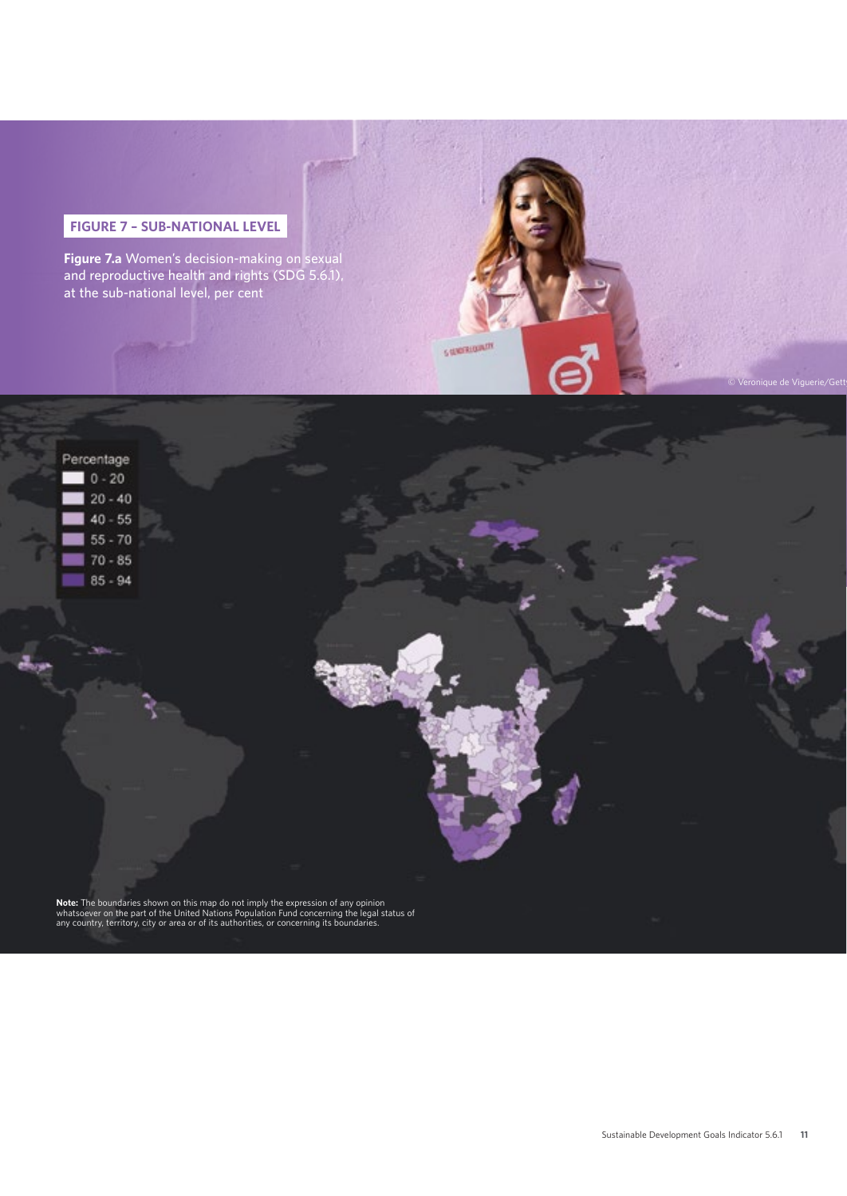## FIGURE 7 – SUB-NATIONAL LEVEL

**Figure 7.a** Women's decision-making on sexual and reproductive health and rights (SDG 5.6.1), at the sub-national level, per cent

© Veronique de Viguerie/Getty

Percentage
- 0 - 20
- 20 - 40
- 40 - 55
- 55 - 70
- 70 - 85
- 85 - 94

**Note:** The boundaries shown on this map do not imply the expression of any opinion whatsoever on the part of the United Nations Population Fund concerning the legal status of any country, territory, city or area or of its authorities, or concerning its boundaries.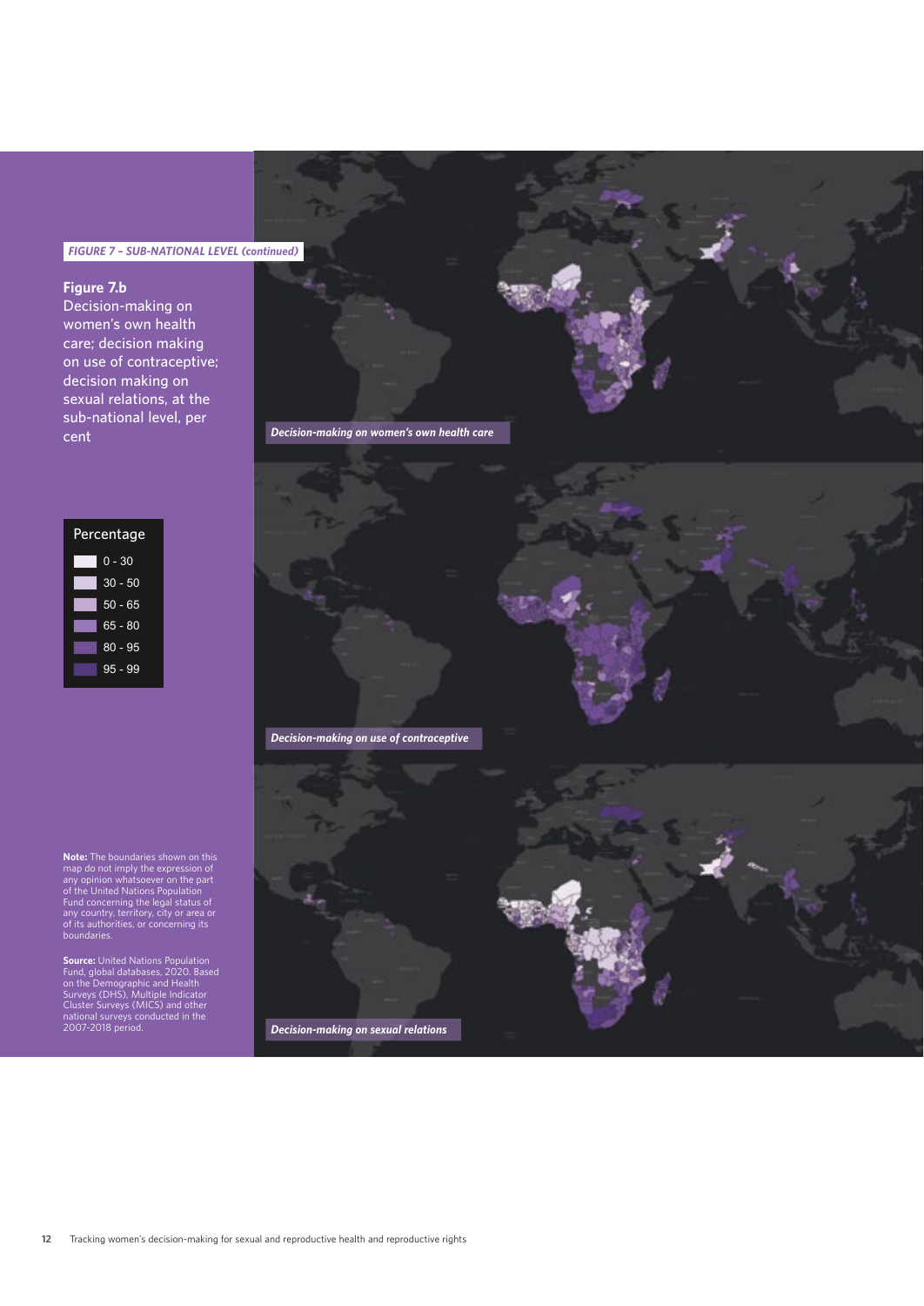*FIGURE 7 – SUB-NATIONAL LEVEL (continued)*

**Figure 7.b**

Decision-making on women's own health care; decision making on use of contraceptive; decision making on sexual relations, at the sub-national level, per cent

| Percentage |
|---|
| 0 - 30 |
| 30 - 50 |
| 50 - 65 |
| 65 - 80 |
| 80 - 95 |
| 95 - 99 |

*Decision-making on women's own health care*

*Decision-making on use of contraceptive*

*Decision-making on sexual relations*

**Note:** The boundaries shown on this map do not imply the expression of any opinion whatsoever on the part of the United Nations Population Fund concerning the legal status of any country, territory, city or area or of its authorities, or concerning its boundaries.

**Source:** United Nations Population Fund, global databases, 2020. Based on the Demographic and Health Surveys (DHS), Multiple Indicator Cluster Surveys (MICS) and other national surveys conducted in the 2007-2018 period.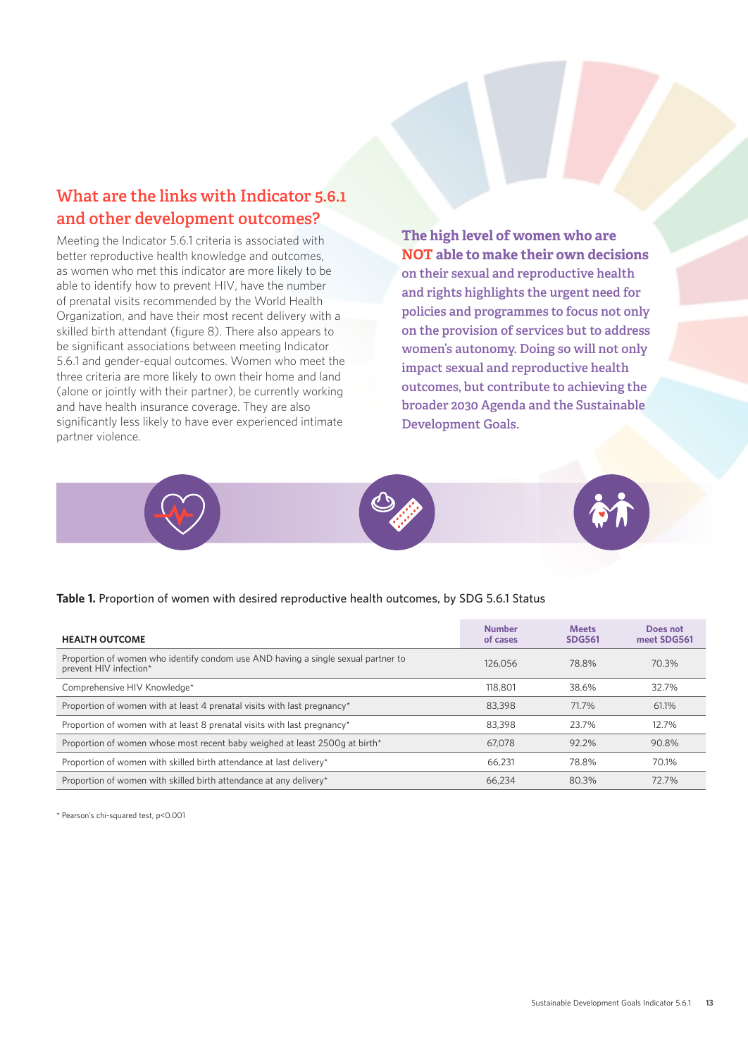## What are the links with Indicator 5.6.1 and other development outcomes?

Meeting the Indicator 5.6.1 criteria is associated with better reproductive health knowledge and outcomes, as women who met this indicator are more likely to be able to identify how to prevent HIV, have the number of prenatal visits recommended by the World Health Organization, and have their most recent delivery with a skilled birth attendant (figure 8). There also appears to be significant associations between meeting Indicator 5.6.1 and gender-equal outcomes. Women who meet the three criteria are more likely to own their home and land (alone or jointly with their partner), be currently working and have health insurance coverage. They are also significantly less likely to have ever experienced intimate partner violence.

**The high level of women who are NOT able to make their own decisions on their sexual and reproductive health and rights highlights the urgent need for policies and programmes to focus not only on the provision of services but to address women's autonomy. Doing so will not only impact sexual and reproductive health outcomes, but contribute to achieving the broader 2030 Agenda and the Sustainable Development Goals.**

**Table 1.** Proportion of women with desired reproductive health outcomes, by SDG 5.6.1 Status

| HEALTH OUTCOME | Number of cases | Meets SDG561 | Does not meet SDG561 |
|---|---|---|---|
| Proportion of women who identify condom use AND having a single sexual partner to prevent HIV infection* | 126,056 | 78.8% | 70.3% |
| Comprehensive HIV Knowledge* | 118,801 | 38.6% | 32.7% |
| Proportion of women with at least 4 prenatal visits with last pregnancy* | 83,398 | 71.7% | 61.1% |
| Proportion of women with at least 8 prenatal visits with last pregnancy* | 83,398 | 23.7% | 12.7% |
| Proportion of women whose most recent baby weighed at least 2500g at birth* | 67,078 | 92.2% | 90.8% |
| Proportion of women with skilled birth attendance at last delivery* | 66,231 | 78.8% | 70.1% |
| Proportion of women with skilled birth attendance at any delivery* | 66,234 | 80.3% | 72.7% |

* Pearson's chi-squared test, $p<0.001$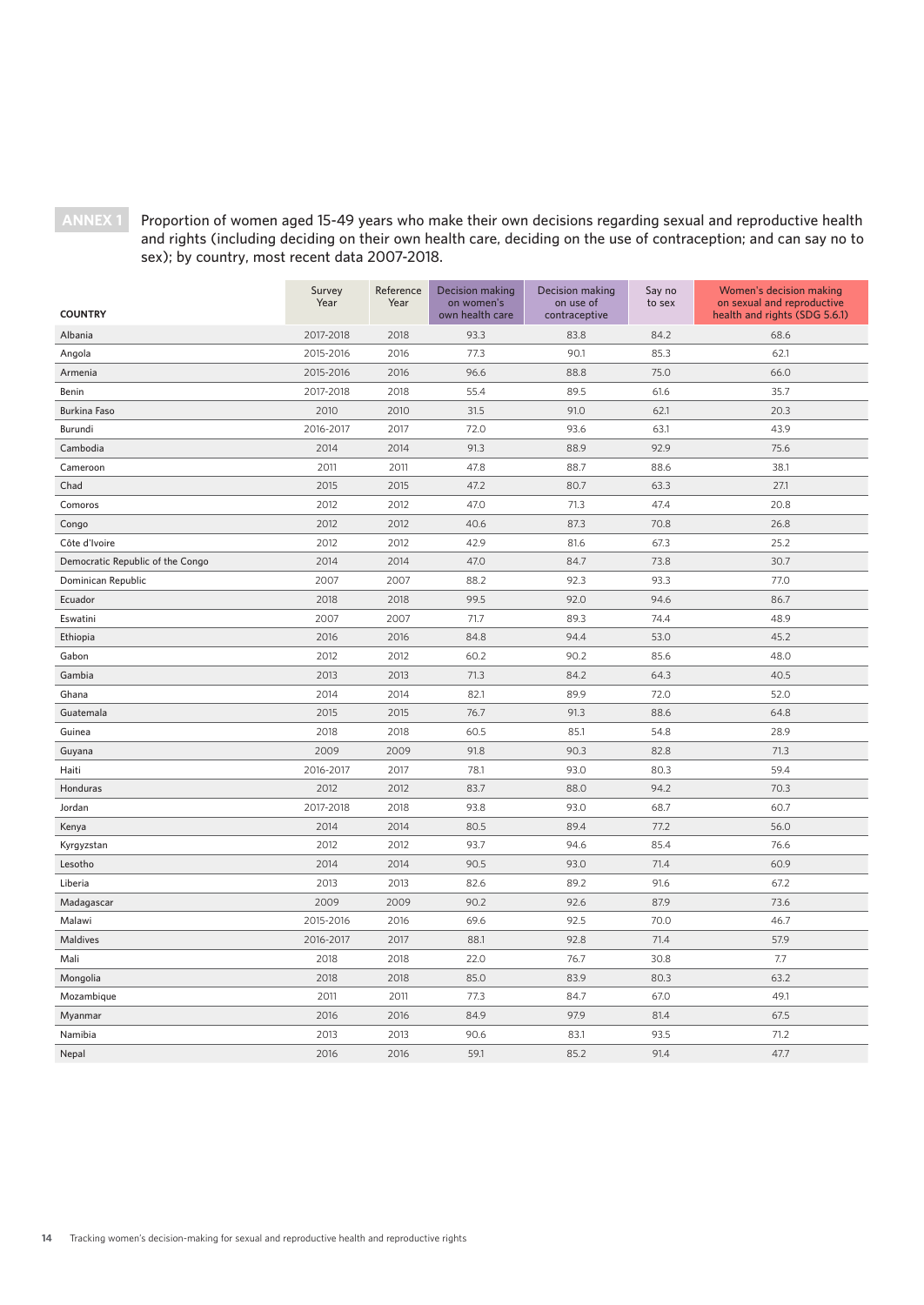**ANNEX 1** Proportion of women aged 15-49 years who make their own decisions regarding sexual and reproductive health and rights (including deciding on their own health care, deciding on the use of contraception; and can say no to sex); by country, most recent data 2007-2018.

| COUNTRY | Survey Year | Reference Year | Decision making on women's own health care | Decision making on use of contraceptive | Say no to sex | Women's decision making on sexual and reproductive health and rights (SDG 5.6.1) |
|---|---|---|---|---|---|---|
| Albania | 2017-2018 | 2018 | 93.3 | 83.8 | 84.2 | 68.6 |
| Angola | 2015-2016 | 2016 | 77.3 | 90.1 | 85.3 | 62.1 |
| Armenia | 2015-2016 | 2016 | 96.6 | 88.8 | 75.0 | 66.0 |
| Benin | 2017-2018 | 2018 | 55.4 | 89.5 | 61.6 | 35.7 |
| Burkina Faso | 2010 | 2010 | 31.5 | 91.0 | 62.1 | 20.3 |
| Burundi | 2016-2017 | 2017 | 72.0 | 93.6 | 63.1 | 43.9 |
| Cambodia | 2014 | 2014 | 91.3 | 88.9 | 92.9 | 75.6 |
| Cameroon | 2011 | 2011 | 47.8 | 88.7 | 88.6 | 38.1 |
| Chad | 2015 | 2015 | 47.2 | 80.7 | 63.3 | 27.1 |
| Comoros | 2012 | 2012 | 47.0 | 71.3 | 47.4 | 20.8 |
| Congo | 2012 | 2012 | 40.6 | 87.3 | 70.8 | 26.8 |
| Côte d'Ivoire | 2012 | 2012 | 42.9 | 81.6 | 67.3 | 25.2 |
| Democratic Republic of the Congo | 2014 | 2014 | 47.0 | 84.7 | 73.8 | 30.7 |
| Dominican Republic | 2007 | 2007 | 88.2 | 92.3 | 93.3 | 77.0 |
| Ecuador | 2018 | 2018 | 99.5 | 92.0 | 94.6 | 86.7 |
| Eswatini | 2007 | 2007 | 71.7 | 89.3 | 74.4 | 48.9 |
| Ethiopia | 2016 | 2016 | 84.8 | 94.4 | 53.0 | 45.2 |
| Gabon | 2012 | 2012 | 60.2 | 90.2 | 85.6 | 48.0 |
| Gambia | 2013 | 2013 | 71.3 | 84.2 | 64.3 | 40.5 |
| Ghana | 2014 | 2014 | 82.1 | 89.9 | 72.0 | 52.0 |
| Guatemala | 2015 | 2015 | 76.7 | 91.3 | 88.6 | 64.8 |
| Guinea | 2018 | 2018 | 60.5 | 85.1 | 54.8 | 28.9 |
| Guyana | 2009 | 2009 | 91.8 | 90.3 | 82.8 | 71.3 |
| Haiti | 2016-2017 | 2017 | 78.1 | 93.0 | 80.3 | 59.4 |
| Honduras | 2012 | 2012 | 83.7 | 88.0 | 94.2 | 70.3 |
| Jordan | 2017-2018 | 2018 | 93.8 | 93.0 | 68.7 | 60.7 |
| Kenya | 2014 | 2014 | 80.5 | 89.4 | 77.2 | 56.0 |
| Kyrgyzstan | 2012 | 2012 | 93.7 | 94.6 | 85.4 | 76.6 |
| Lesotho | 2014 | 2014 | 90.5 | 93.0 | 71.4 | 60.9 |
| Liberia | 2013 | 2013 | 82.6 | 89.2 | 91.6 | 67.2 |
| Madagascar | 2009 | 2009 | 90.2 | 92.6 | 87.9 | 73.6 |
| Malawi | 2015-2016 | 2016 | 69.6 | 92.5 | 70.0 | 46.7 |
| Maldives | 2016-2017 | 2017 | 88.1 | 92.8 | 71.4 | 57.9 |
| Mali | 2018 | 2018 | 22.0 | 76.7 | 30.8 | 7.7 |
| Mongolia | 2018 | 2018 | 85.0 | 83.9 | 80.3 | 63.2 |
| Mozambique | 2011 | 2011 | 77.3 | 84.7 | 67.0 | 49.1 |
| Myanmar | 2016 | 2016 | 84.9 | 97.9 | 81.4 | 67.5 |
| Namibia | 2013 | 2013 | 90.6 | 83.1 | 93.5 | 71.2 |
| Nepal | 2016 | 2016 | 59.1 | 85.2 | 91.4 | 47.7 |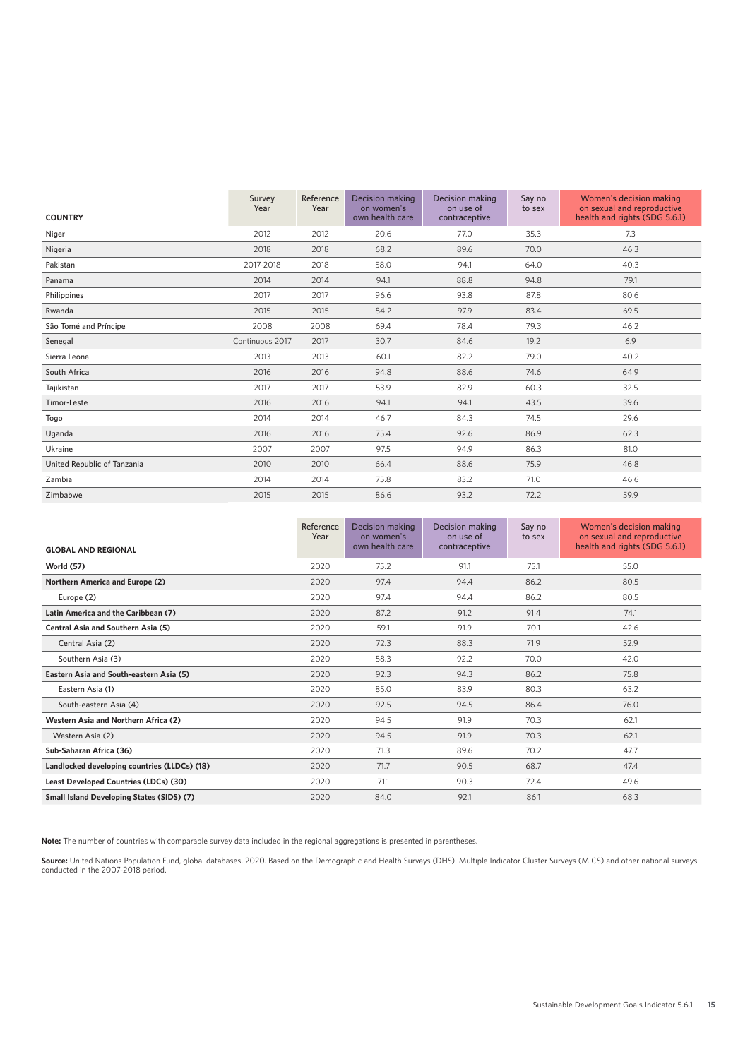| COUNTRY | Survey Year | Reference Year | Decision making on women's own health care | Decision making on use of contraceptive | Say no to sex | Women's decision making on sexual and reproductive health and rights (SDG 5.6.1) |
|---|---|---|---|---|---|---|
| Niger | 2012 | 2012 | 20.6 | 77.0 | 35.3 | 7.3 |
| Nigeria | 2018 | 2018 | 68.2 | 89.6 | 70.0 | 46.3 |
| Pakistan | 2017-2018 | 2018 | 58.0 | 94.1 | 64.0 | 40.3 |
| Panama | 2014 | 2014 | 94.1 | 88.8 | 94.8 | 79.1 |
| Philippines | 2017 | 2017 | 96.6 | 93.8 | 87.8 | 80.6 |
| Rwanda | 2015 | 2015 | 84.2 | 97.9 | 83.4 | 69.5 |
| São Tomé and Príncipe | 2008 | 2008 | 69.4 | 78.4 | 79.3 | 46.2 |
| Senegal | Continuous 2017 | 2017 | 30.7 | 84.6 | 19.2 | 6.9 |
| Sierra Leone | 2013 | 2013 | 60.1 | 82.2 | 79.0 | 40.2 |
| South Africa | 2016 | 2016 | 94.8 | 88.6 | 74.6 | 64.9 |
| Tajikistan | 2017 | 2017 | 53.9 | 82.9 | 60.3 | 32.5 |
| Timor-Leste | 2016 | 2016 | 94.1 | 94.1 | 43.5 | 39.6 |
| Togo | 2014 | 2014 | 46.7 | 84.3 | 74.5 | 29.6 |
| Uganda | 2016 | 2016 | 75.4 | 92.6 | 86.9 | 62.3 |
| Ukraine | 2007 | 2007 | 97.5 | 94.9 | 86.3 | 81.0 |
| United Republic of Tanzania | 2010 | 2010 | 66.4 | 88.6 | 75.9 | 46.8 |
| Zambia | 2014 | 2014 | 75.8 | 83.2 | 71.0 | 46.6 |
| Zimbabwe | 2015 | 2015 | 86.6 | 93.2 | 72.2 | 59.9 |

| GLOBAL AND REGIONAL | Reference Year | Decision making on women's own health care | Decision making on use of contraceptive | Say no to sex | Women's decision making on sexual and reproductive health and rights (SDG 5.6.1) |
|---|---|---|---|---|---|
| **World (57)** | 2020 | 75.2 | 91.1 | 75.1 | 55.0 |
| **Northern America and Europe (2)** | 2020 | 97.4 | 94.4 | 86.2 | 80.5 |
| Europe (2) | 2020 | 97.4 | 94.4 | 86.2 | 80.5 |
| **Latin America and the Caribbean (7)** | 2020 | 87.2 | 91.2 | 91.4 | 74.1 |
| **Central Asia and Southern Asia (5)** | 2020 | 59.1 | 91.9 | 70.1 | 42.6 |
| Central Asia (2) | 2020 | 72.3 | 88.3 | 71.9 | 52.9 |
| Southern Asia (3) | 2020 | 58.3 | 92.2 | 70.0 | 42.0 |
| **Eastern Asia and South-eastern Asia (5)** | 2020 | 92.3 | 94.3 | 86.2 | 75.8 |
| Eastern Asia (1) | 2020 | 85.0 | 83.9 | 80.3 | 63.2 |
| South-eastern Asia (4) | 2020 | 92.5 | 94.5 | 86.4 | 76.0 |
| **Western Asia and Northern Africa (2)** | 2020 | 94.5 | 91.9 | 70.3 | 62.1 |
| Western Asia (2) | 2020 | 94.5 | 91.9 | 70.3 | 62.1 |
| **Sub-Saharan Africa (36)** | 2020 | 71.3 | 89.6 | 70.2 | 47.7 |
| **Landlocked developing countries (LLDCs) (18)** | 2020 | 71.7 | 90.5 | 68.7 | 47.4 |
| **Least Developed Countries (LDCs) (30)** | 2020 | 71.1 | 90.3 | 72.4 | 49.6 |
| **Small Island Developing States (SIDS) (7)** | 2020 | 84.0 | 92.1 | 86.1 | 68.3 |

**Note:** The number of countries with comparable survey data included in the regional aggregations is presented in parentheses.

**Source:** United Nations Population Fund, global databases, 2020. Based on the Demographic and Health Surveys (DHS), Multiple Indicator Cluster Surveys (MICS) and other national surveys conducted in the 2007-2018 period.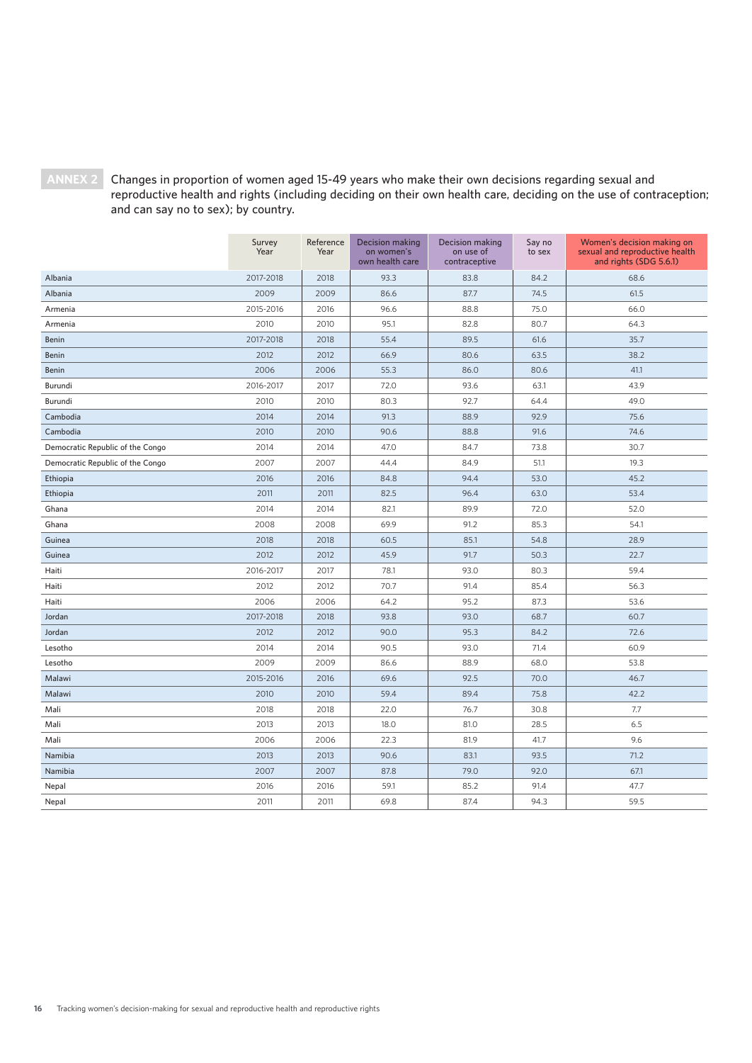**ANNEX 2** Changes in proportion of women aged 15-49 years who make their own decisions regarding sexual and reproductive health and rights (including deciding on their own health care, deciding on the use of contraception; and can say no to sex); by country.

| | Survey Year | Reference Year | Decision making on women's own health care | Decision making on use of contraceptive | Say no to sex | Women's decision making on sexual and reproductive health and rights (SDG 5.6.1) |
|---|---|---|---|---|---|---|
| Albania | 2017-2018 | 2018 | 93.3 | 83.8 | 84.2 | 68.6 |
| Albania | 2009 | 2009 | 86.6 | 87.7 | 74.5 | 61.5 |
| Armenia | 2015-2016 | 2016 | 96.6 | 88.8 | 75.0 | 66.0 |
| Armenia | 2010 | 2010 | 95.1 | 82.8 | 80.7 | 64.3 |
| Benin | 2017-2018 | 2018 | 55.4 | 89.5 | 61.6 | 35.7 |
| Benin | 2012 | 2012 | 66.9 | 80.6 | 63.5 | 38.2 |
| Benin | 2006 | 2006 | 55.3 | 86.0 | 80.6 | 41.1 |
| Burundi | 2016-2017 | 2017 | 72.0 | 93.6 | 63.1 | 43.9 |
| Burundi | 2010 | 2010 | 80.3 | 92.7 | 64.4 | 49.0 |
| Cambodia | 2014 | 2014 | 91.3 | 88.9 | 92.9 | 75.6 |
| Cambodia | 2010 | 2010 | 90.6 | 88.8 | 91.6 | 74.6 |
| Democratic Republic of the Congo | 2014 | 2014 | 47.0 | 84.7 | 73.8 | 30.7 |
| Democratic Republic of the Congo | 2007 | 2007 | 44.4 | 84.9 | 51.1 | 19.3 |
| Ethiopia | 2016 | 2016 | 84.8 | 94.4 | 53.0 | 45.2 |
| Ethiopia | 2011 | 2011 | 82.5 | 96.4 | 63.0 | 53.4 |
| Ghana | 2014 | 2014 | 82.1 | 89.9 | 72.0 | 52.0 |
| Ghana | 2008 | 2008 | 69.9 | 91.2 | 85.3 | 54.1 |
| Guinea | 2018 | 2018 | 60.5 | 85.1 | 54.8 | 28.9 |
| Guinea | 2012 | 2012 | 45.9 | 91.7 | 50.3 | 22.7 |
| Haiti | 2016-2017 | 2017 | 78.1 | 93.0 | 80.3 | 59.4 |
| Haiti | 2012 | 2012 | 70.7 | 91.4 | 85.4 | 56.3 |
| Haiti | 2006 | 2006 | 64.2 | 95.2 | 87.3 | 53.6 |
| Jordan | 2017-2018 | 2018 | 93.8 | 93.0 | 68.7 | 60.7 |
| Jordan | 2012 | 2012 | 90.0 | 95.3 | 84.2 | 72.6 |
| Lesotho | 2014 | 2014 | 90.5 | 93.0 | 71.4 | 60.9 |
| Lesotho | 2009 | 2009 | 86.6 | 88.9 | 68.0 | 53.8 |
| Malawi | 2015-2016 | 2016 | 69.6 | 92.5 | 70.0 | 46.7 |
| Malawi | 2010 | 2010 | 59.4 | 89.4 | 75.8 | 42.2 |
| Mali | 2018 | 2018 | 22.0 | 76.7 | 30.8 | 7.7 |
| Mali | 2013 | 2013 | 18.0 | 81.0 | 28.5 | 6.5 |
| Mali | 2006 | 2006 | 22.3 | 81.9 | 41.7 | 9.6 |
| Namibia | 2013 | 2013 | 90.6 | 83.1 | 93.5 | 71.2 |
| Namibia | 2007 | 2007 | 87.8 | 79.0 | 92.0 | 67.1 |
| Nepal | 2016 | 2016 | 59.1 | 85.2 | 91.4 | 47.7 |
| Nepal | 2011 | 2011 | 69.8 | 87.4 | 94.3 | 59.5 |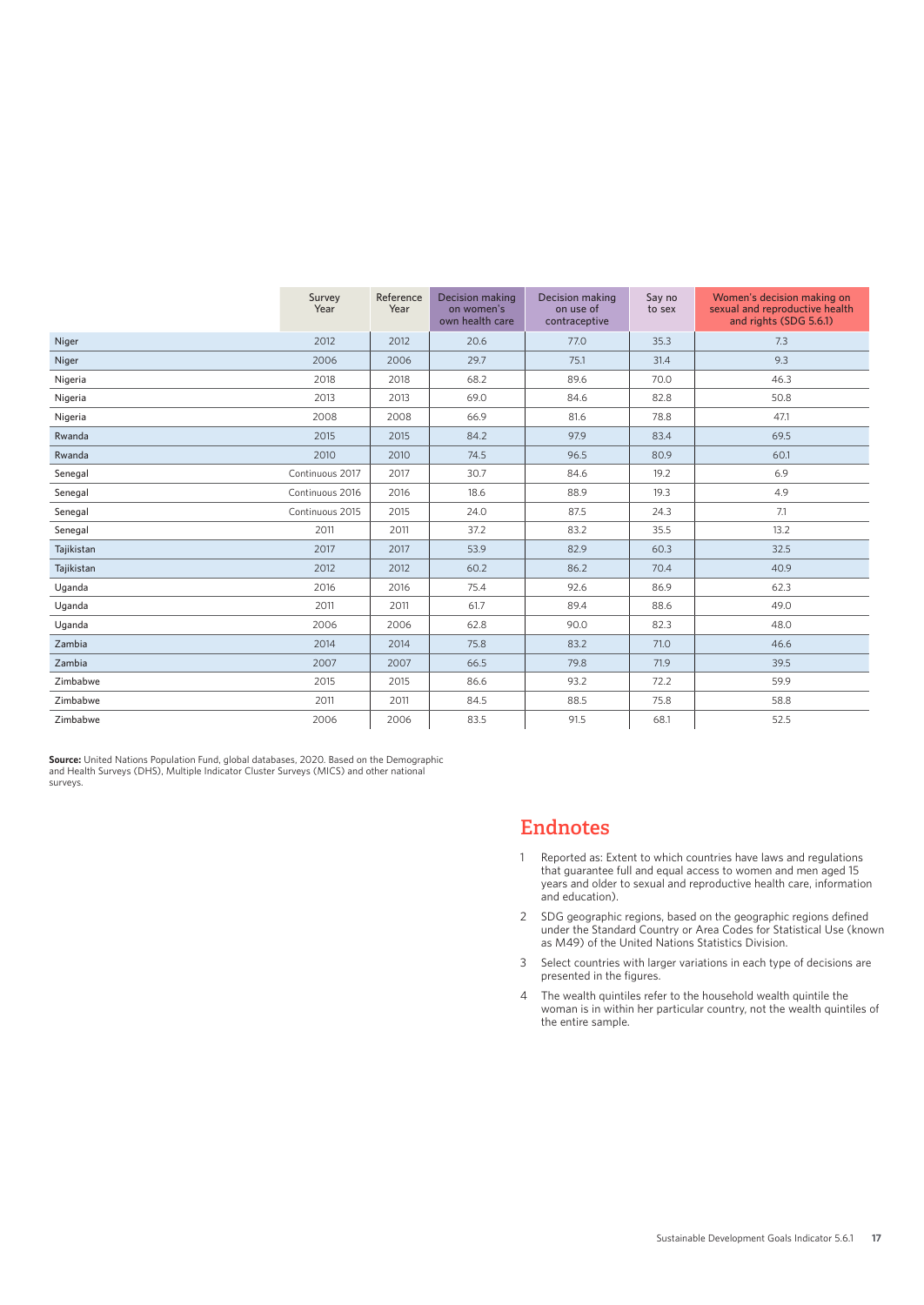| | Survey Year | Reference Year | Decision making on women's own health care | Decision making on use of contraceptive | Say no to sex | Women's decision making on sexual and reproductive health and rights (SDG 5.6.1) |
|---|---|---|---|---|---|---|
| Niger | 2012 | 2012 | 20.6 | 77.0 | 35.3 | 7.3 |
| Niger | 2006 | 2006 | 29.7 | 75.1 | 31.4 | 9.3 |
| Nigeria | 2018 | 2018 | 68.2 | 89.6 | 70.0 | 46.3 |
| Nigeria | 2013 | 2013 | 69.0 | 84.6 | 82.8 | 50.8 |
| Nigeria | 2008 | 2008 | 66.9 | 81.6 | 78.8 | 47.1 |
| Rwanda | 2015 | 2015 | 84.2 | 97.9 | 83.4 | 69.5 |
| Rwanda | 2010 | 2010 | 74.5 | 96.5 | 80.9 | 60.1 |
| Senegal | Continuous 2017 | 2017 | 30.7 | 84.6 | 19.2 | 6.9 |
| Senegal | Continuous 2016 | 2016 | 18.6 | 88.9 | 19.3 | 4.9 |
| Senegal | Continuous 2015 | 2015 | 24.0 | 87.5 | 24.3 | 7.1 |
| Senegal | 2011 | 2011 | 37.2 | 83.2 | 35.5 | 13.2 |
| Tajikistan | 2017 | 2017 | 53.9 | 82.9 | 60.3 | 32.5 |
| Tajikistan | 2012 | 2012 | 60.2 | 86.2 | 70.4 | 40.9 |
| Uganda | 2016 | 2016 | 75.4 | 92.6 | 86.9 | 62.3 |
| Uganda | 2011 | 2011 | 61.7 | 89.4 | 88.6 | 49.0 |
| Uganda | 2006 | 2006 | 62.8 | 90.0 | 82.3 | 48.0 |
| Zambia | 2014 | 2014 | 75.8 | 83.2 | 71.0 | 46.6 |
| Zambia | 2007 | 2007 | 66.5 | 79.8 | 71.9 | 39.5 |
| Zimbabwe | 2015 | 2015 | 86.6 | 93.2 | 72.2 | 59.9 |
| Zimbabwe | 2011 | 2011 | 84.5 | 88.5 | 75.8 | 58.8 |
| Zimbabwe | 2006 | 2006 | 83.5 | 91.5 | 68.1 | 52.5 |

**Source:** United Nations Population Fund, global databases, 2020. Based on the Demographic and Health Surveys (DHS), Multiple Indicator Cluster Surveys (MICS) and other national surveys.

## Endnotes

1. Reported as: Extent to which countries have laws and regulations that guarantee full and equal access to women and men aged 15 years and older to sexual and reproductive health care, information and education).
2. SDG geographic regions, based on the geographic regions defined under the Standard Country or Area Codes for Statistical Use (known as M49) of the United Nations Statistics Division.
3. Select countries with larger variations in each type of decisions are presented in the figures.
4. The wealth quintiles refer to the household wealth quintile the woman is in within her particular country, not the wealth quintiles of the entire sample.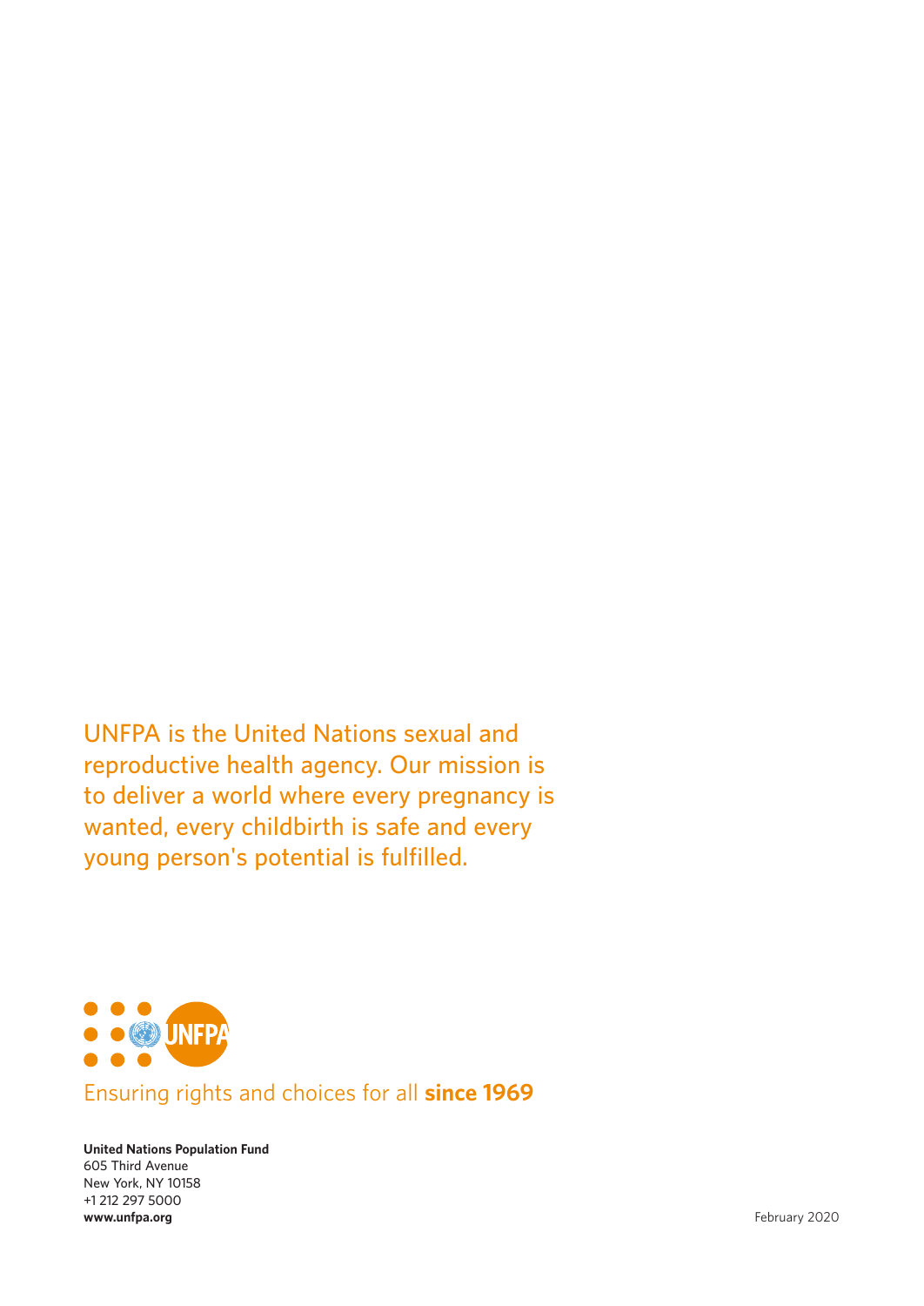UNFPA is the United Nations sexual and reproductive health agency. Our mission is to deliver a world where every pregnancy is wanted, every childbirth is safe and every young person's potential is fulfilled.

Ensuring rights and choices for all **since 1969**

**United Nations Population Fund**
605 Third Avenue
New York, NY 10158
+1 212 297 5000
**www.unfpa.org**

February 2020